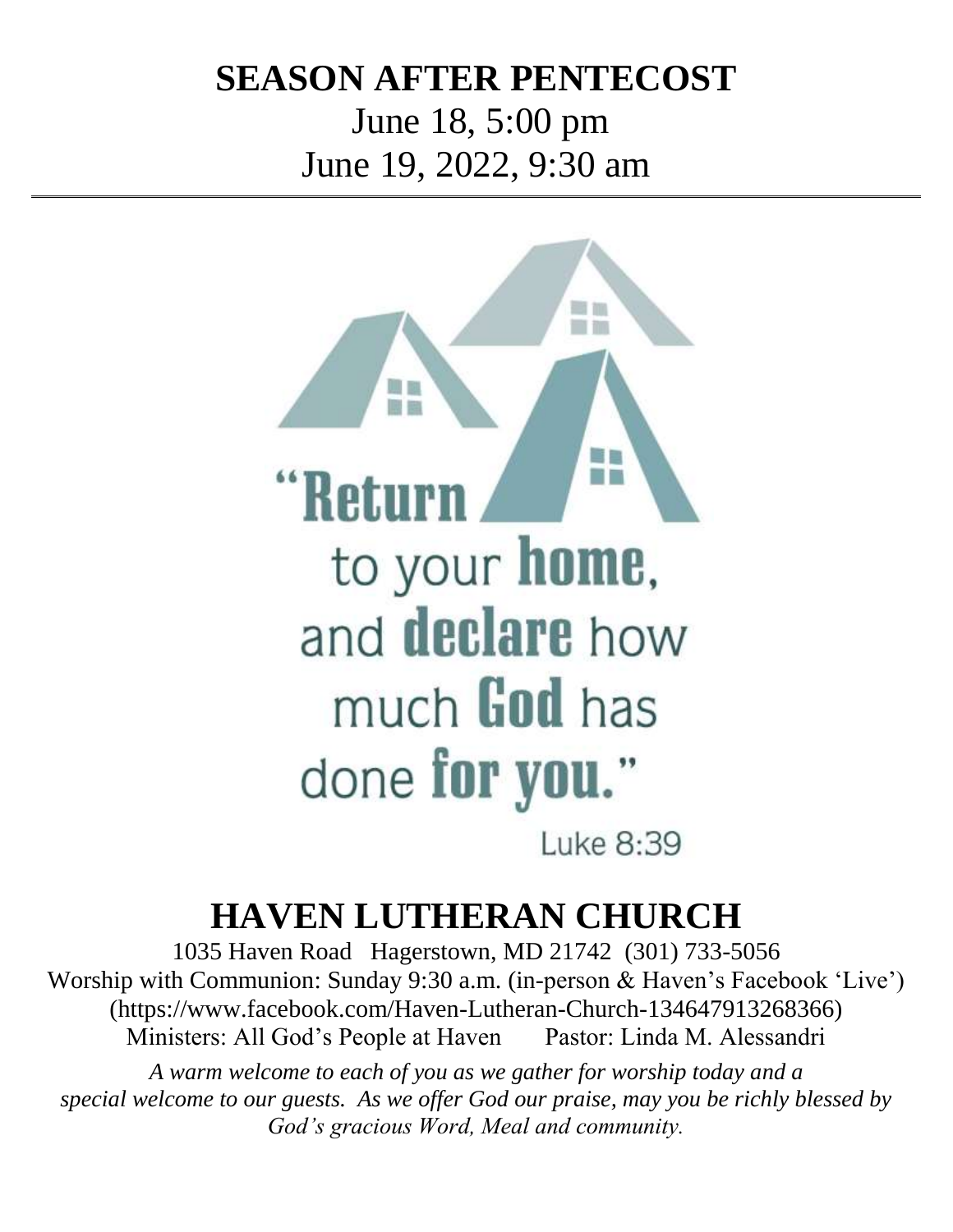# SEASON AFTER PENTECOST

June 18, 5:00 pm

June 19, 2022, 9:30 am

"Return to your **home**, and **declare** how much **God** has done **for you.**"

Luke 8:39

# HAVEN LUTHERAN CHURCH

1035 Haven Road Hagerstown, MD 21742 (301) 733-5056

Worship with Communion: Sunday 9:30 a.m. (in-person & Haven's Facebook 'Live')

(https://www.facebook.com/Haven-Lutheran-Church-134647913268366)

Ministers: All God's People at Haven Pastor: Linda M. Alessandri

*A warm welcome to each of you as we gather for worship today and a special welcome to our guests. As we offer God our praise, may you be richly blessed by God's gracious Word, Meal and community.*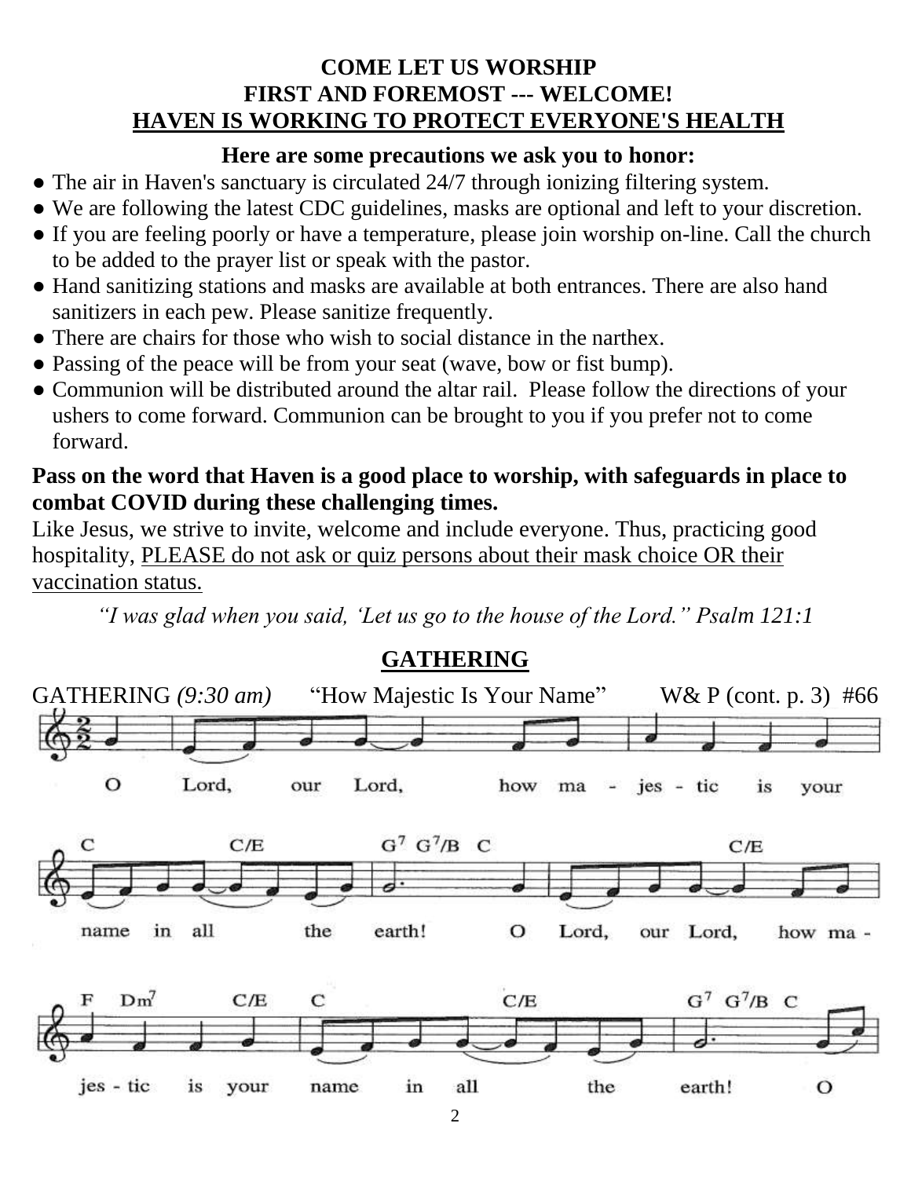**COME LET US WORSHIP**
**FIRST AND FOREMOST --- WELCOME!**
**<u>HAVEN IS WORKING TO PROTECT EVERYONE'S HEALTH</u>**

**Here are some precautions we ask you to honor:**

- The air in Haven's sanctuary is circulated 24/7 through ionizing filtering system.
- We are following the latest CDC guidelines, masks are optional and left to your discretion.
- If you are feeling poorly or have a temperature, please join worship on-line. Call the church to be added to the prayer list or speak with the pastor.
- Hand sanitizing stations and masks are available at both entrances. There are also hand sanitizers in each pew. Please sanitize frequently.
- There are chairs for those who wish to social distance in the narthex.
- Passing of the peace will be from your seat (wave, bow or fist bump).
- Communion will be distributed around the altar rail. Please follow the directions of your ushers to come forward. Communion can be brought to you if you prefer not to come forward.

**Pass on the word that Haven is a good place to worship, with safeguards in place to combat COVID during these challenging times.**

Like Jesus, we strive to invite, welcome and include everyone. Thus, practicing good hospitality, <u>PLEASE do not ask or quiz persons about their mask choice OR their vaccination status.</u>

*"I was glad when you said, 'Let us go to the house of the Lord." Psalm 121:1*

## <u>GATHERING</u>

GATHERING *(9:30 am)* "How Majestic Is Your Name" W& P (cont. p. 3) #66

O Lord, our Lord, how majestic is your name in all the earth! O Lord, our Lord, how majestic is your name in all the earth! O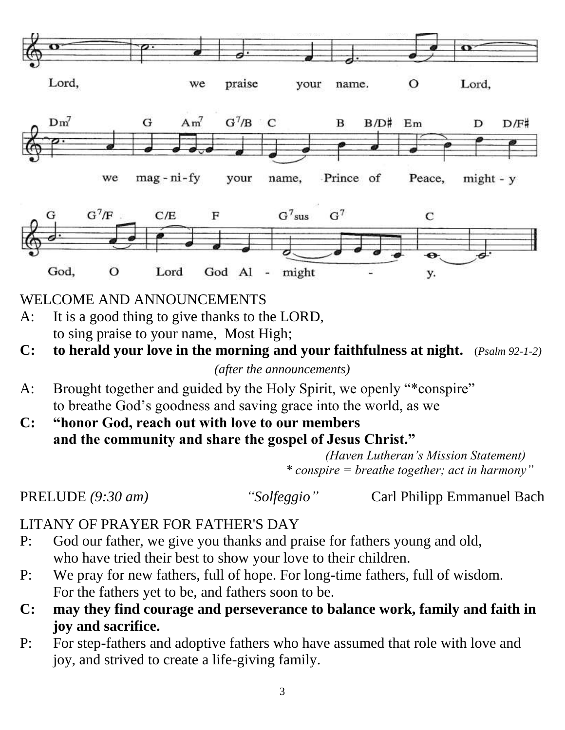Lord, we praise your name. O Lord,

Dm7 G Am7 G7/B C B B/D# Em D D/F#

we mag - ni - fy your name, Prince of Peace, might - y

G G7/F C/E F G7sus G7 C

God, O Lord God Al - might - y.

WELCOME AND ANNOUNCEMENTS

A: It is a good thing to give thanks to the LORD,
to sing praise to your name, Most High;

**C: to herald your love in the morning and your faithfulness at night.** (*Psalm 92-1-2)*

*(after the announcements)*

A: Brought together and guided by the Holy Spirit, we openly "*conspire" to breathe God's goodness and saving grace into the world, as we

**C: "honor God, reach out with love to our members and the community and share the gospel of Jesus Christ."**

*(Haven Lutheran's Mission Statement)*
*\* conspire = breathe together; act in harmony"*

PRELUDE *(9:30 am)* *"Solfeggio"* Carl Philipp Emmanuel Bach

LITANY OF PRAYER FOR FATHER'S DAY

P: God our father, we give you thanks and praise for fathers young and old, who have tried their best to show your love to their children.

P: We pray for new fathers, full of hope. For long-time fathers, full of wisdom. For the fathers yet to be, and fathers soon to be.

**C: may they find courage and perseverance to balance work, family and faith in joy and sacrifice.**

P: For step-fathers and adoptive fathers who have assumed that role with love and joy, and strived to create a life-giving family.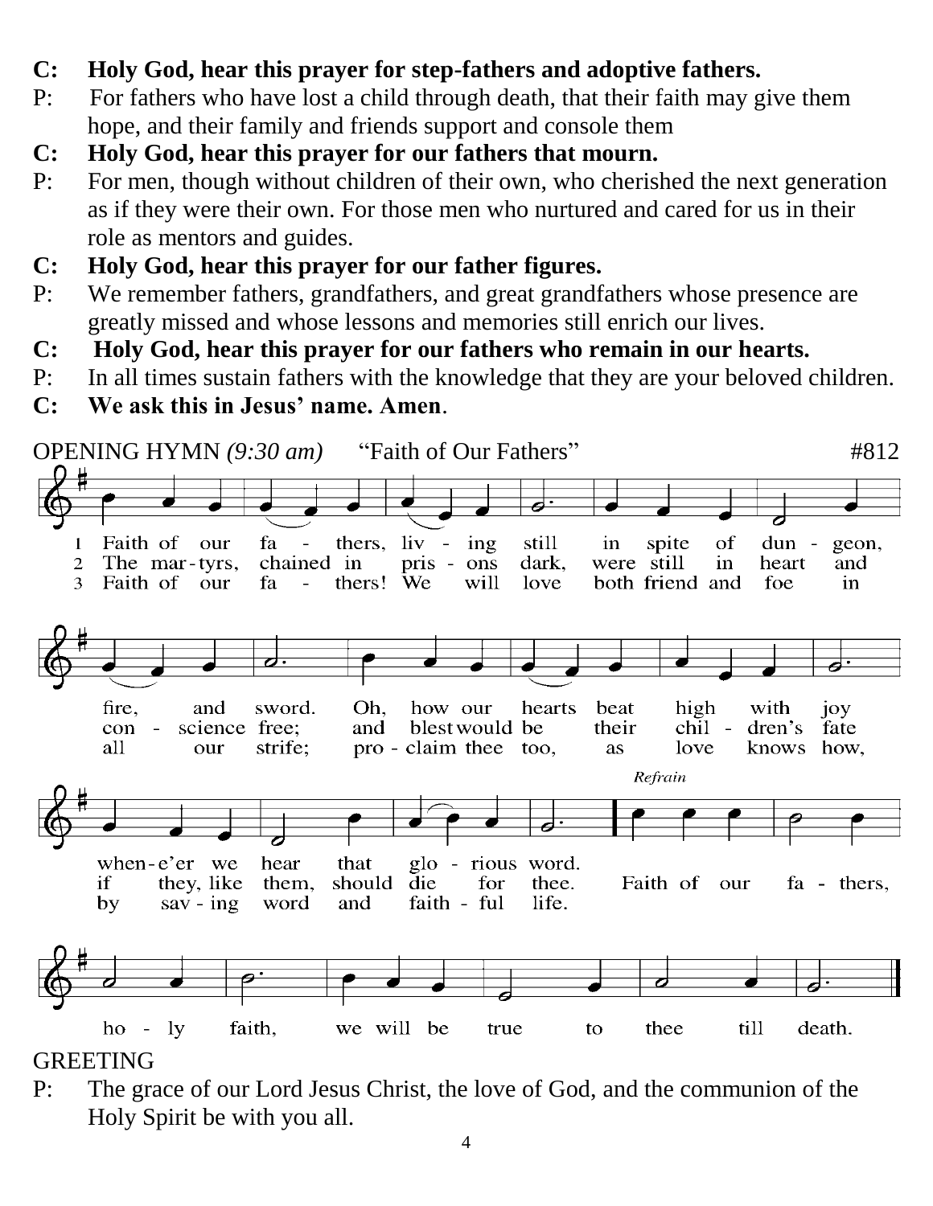**C: Holy God, hear this prayer for step-fathers and adoptive fathers.**

P: For fathers who have lost a child through death, that their faith may give them hope, and their family and friends support and console them

**C: Holy God, hear this prayer for our fathers that mourn.**

P: For men, though without children of their own, who cherished the next generation as if they were their own. For those men who nurtured and cared for us in their role as mentors and guides.

**C: Holy God, hear this prayer for our father figures.**

P: We remember fathers, grandfathers, and great grandfathers whose presence are greatly missed and whose lessons and memories still enrich our lives.

**C: Holy God, hear this prayer for our fathers who remain in our hearts.**

P: In all times sustain fathers with the knowledge that they are your beloved children.

**C: We ask this in Jesus' name. Amen**.

OPENING HYMN *(9:30 am)* "Faith of Our Fathers" #812

1 Faith of our fathers, living still in spite of dungeon, fire, and sword. Oh, how our hearts beat high with joy whene'er we hear that glorious word.

2 The martyrs, chained in prisons dark, were still in heart and conscience free; and blest would be their children's fate if they, like them, should die for thee.

3 Faith of our fathers! We will love both friend and foe in all our strife; proclaim thee too, as love knows how, by saving word and faithful life.

*Refrain*
Faith of our fathers, holy faith, we will be true to thee till death.

GREETING

P: The grace of our Lord Jesus Christ, the love of God, and the communion of the Holy Spirit be with you all.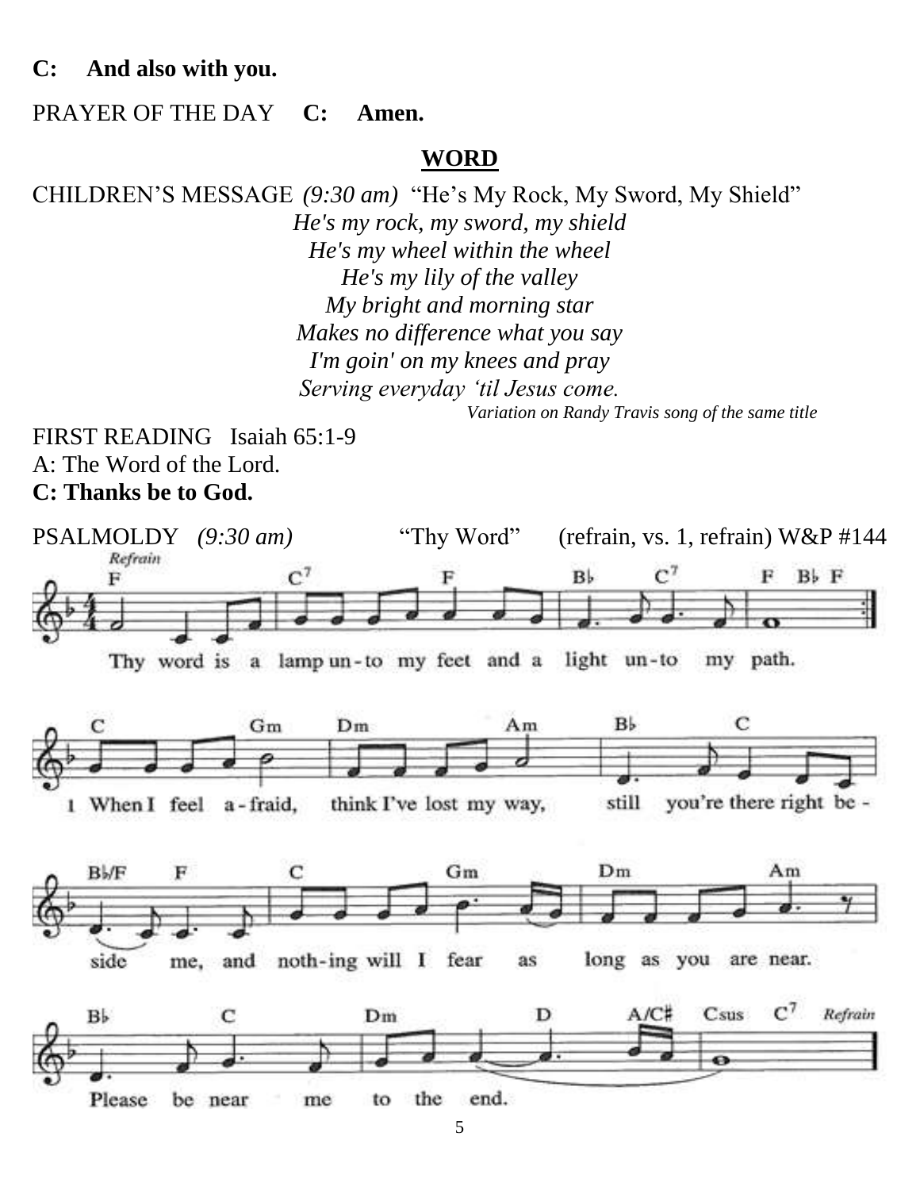**C: And also with you.**

PRAYER OF THE DAY **C: Amen.**

## WORD

CHILDREN'S MESSAGE *(9:30 am)* "He's My Rock, My Sword, My Shield"

*He's my rock, my sword, my shield*
*He's my wheel within the wheel*
*He's my lily of the valley*
*My bright and morning star*
*Makes no difference what you say*
*I'm goin' on my knees and pray*
*Serving everyday 'til Jesus come.*

*Variation on Randy Travis song of the same title*

FIRST READING Isaiah 65:1-9
A: The Word of the Lord.
**C: Thanks be to God.**

PSALMOLDY *(9:30 am)* "Thy Word" (refrain, vs. 1, refrain) W&P #144

*Refrain*
Thy word is a lamp unto my feet and a light unto my path.

1 When I feel afraid, think I've lost my way, still you're there right beside me, and nothing will I fear as long as you are near. Please be near me to the end. *Refrain*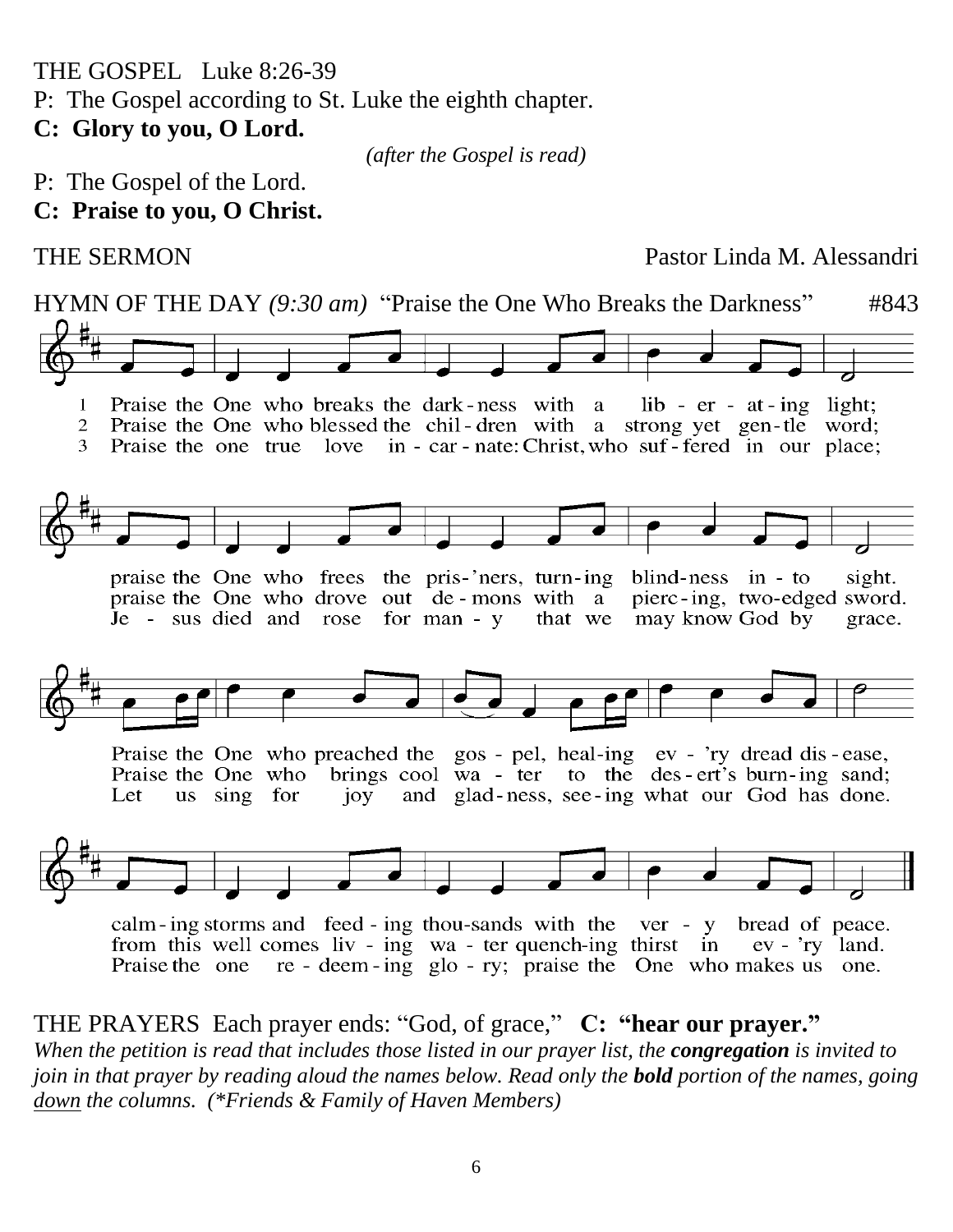THE GOSPEL   Luke 8:26-39

P:  The Gospel according to St. Luke the eighth chapter.

**C:  Glory to you, O Lord.**

*(after the Gospel is read)*

P:  The Gospel of the Lord.

**C:  Praise to you, O Christ.**

THE SERMON                                                        Pastor Linda M. Alessandri

HYMN OF THE DAY *(9:30 am)*  "Praise the One Who Breaks the Darkness"        #843

1 Praise the One who breaks the dark-ness with a lib-er-at-ing light; praise the One who frees the pris-'ners, turn-ing blind-ness in-to sight. Praise the One who preached the gos-pel, heal-ing ev-'ry dread dis-ease, calm-ing storms and feed-ing thou-sands with the ver-y bread of peace.

2 Praise the One who blessed the chil-dren with a strong yet gen-tle word; praise the One who drove out de-mons with a pierc-ing, two-edged sword. Praise the One who brings cool wa-ter to the des-ert's burn-ing sand; from this well comes liv-ing wa-ter quench-ing thirst in ev-'ry land.

3 Praise the one true love in-car-nate: Christ, who suf-fered in our place; Je-sus died and rose for man-y that we may know God by grace. Let us sing for joy and glad-ness, see-ing what our God has done. Praise the one re-deem-ing glo-ry; praise the One who makes us one.

THE PRAYERS  Each prayer ends: "God, of grace,"   **C:  "hear our prayer."**

*When the petition is read that includes those listed in our prayer list, the **congregation** is invited to join in that prayer by reading aloud the names below. Read only the **bold** portion of the names, going <u>down</u> the columns.  (\*Friends & Family of Haven Members)*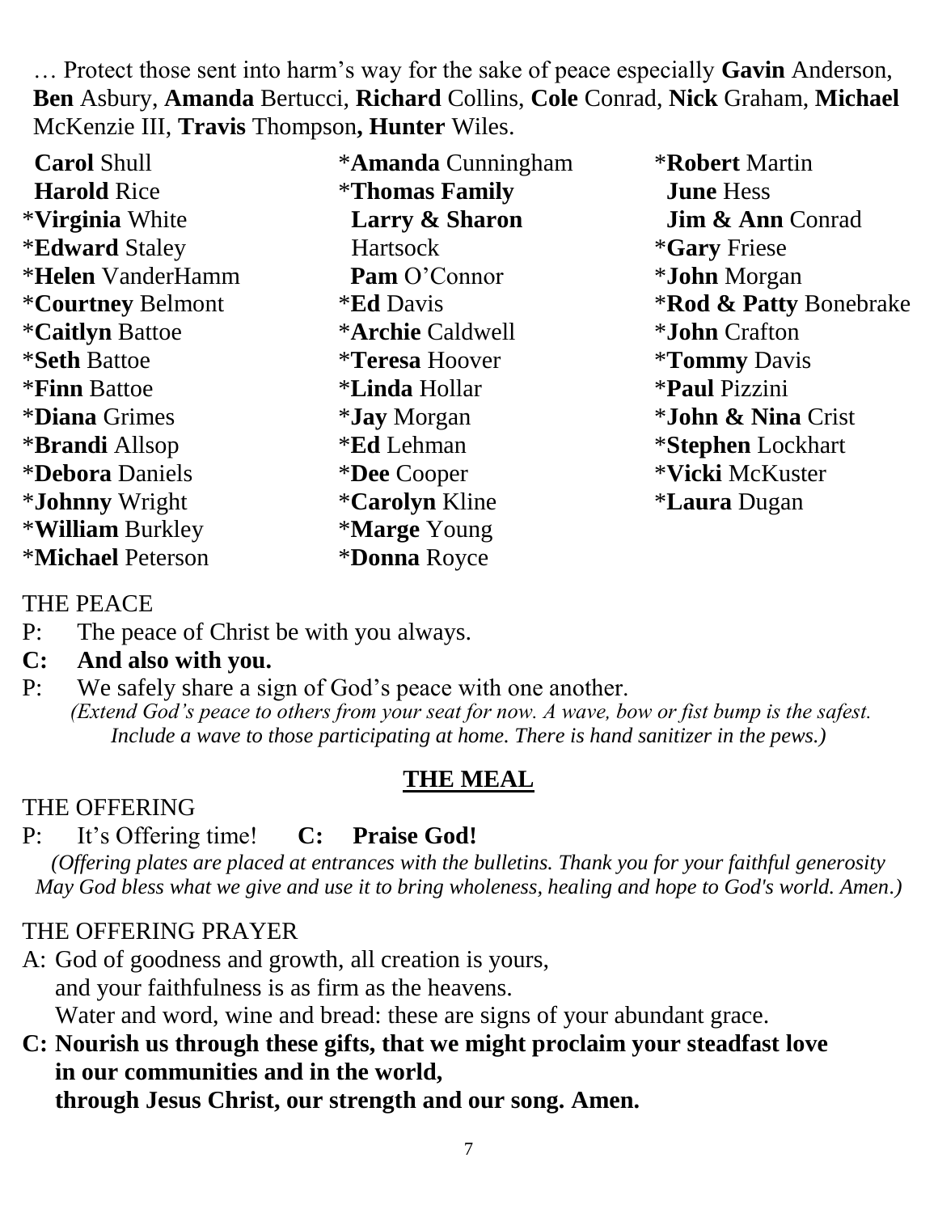… Protect those sent into harm's way for the sake of peace especially **Gavin** Anderson, **Ben** Asbury, **Amanda** Bertucci, **Richard** Collins, **Cole** Conrad, **Nick** Graham, **Michael** McKenzie III, **Travis** Thompson**, Hunter** Wiles.

**Carol** Shull
**Harold** Rice
*__Virginia__ White
*__Edward__ Staley
*__Helen__ VanderHamm
*__Courtney__ Belmont
*__Caitlyn__ Battoe
*__Seth__ Battoe
*__Finn__ Battoe
*__Diana__ Grimes
*__Brandi__ Allsop
*__Debora__ Daniels
*__Johnny__ Wright
*__William__ Burkley
*__Michael__ Peterson
*__Amanda__ Cunningham
*__Thomas Family__
**Larry & Sharon** Hartsock
**Pam** O'Connor
*__Ed__ Davis
*__Archie__ Caldwell
*__Teresa__ Hoover
*__Linda__ Hollar
*__Jay__ Morgan
*__Ed__ Lehman
*__Dee__ Cooper
*__Carolyn__ Kline
*__Marge__ Young
*__Donna__ Royce
*__Robert__ Martin
**June** Hess
**Jim & Ann** Conrad
*__Gary__ Friese
*__John__ Morgan
*__Rod & Patty__ Bonebrake
*__John__ Crafton
*__Tommy__ Davis
*__Paul__ Pizzini
*__John & Nina__ Crist
*__Stephen__ Lockhart
*__Vicki__ McKuster
*__Laura__ Dugan

THE PEACE

P: The peace of Christ be with you always.

**C: And also with you.**

P: We safely share a sign of God's peace with one another.

*(Extend God's peace to others from your seat for now. A wave, bow or fist bump is the safest. Include a wave to those participating at home. There is hand sanitizer in the pews.)*

## THE MEAL

THE OFFERING

P: It's Offering time! **C: Praise God!**

*(Offering plates are placed at entrances with the bulletins. Thank you for your faithful generosity May God bless what we give and use it to bring wholeness, healing and hope to God's world. Amen.)*

THE OFFERING PRAYER

A: God of goodness and growth, all creation is yours,
and your faithfulness is as firm as the heavens.
Water and word, wine and bread: these are signs of your abundant grace.

**C: Nourish us through these gifts, that we might proclaim your steadfast love in our communities and in the world,
through Jesus Christ, our strength and our song. Amen.**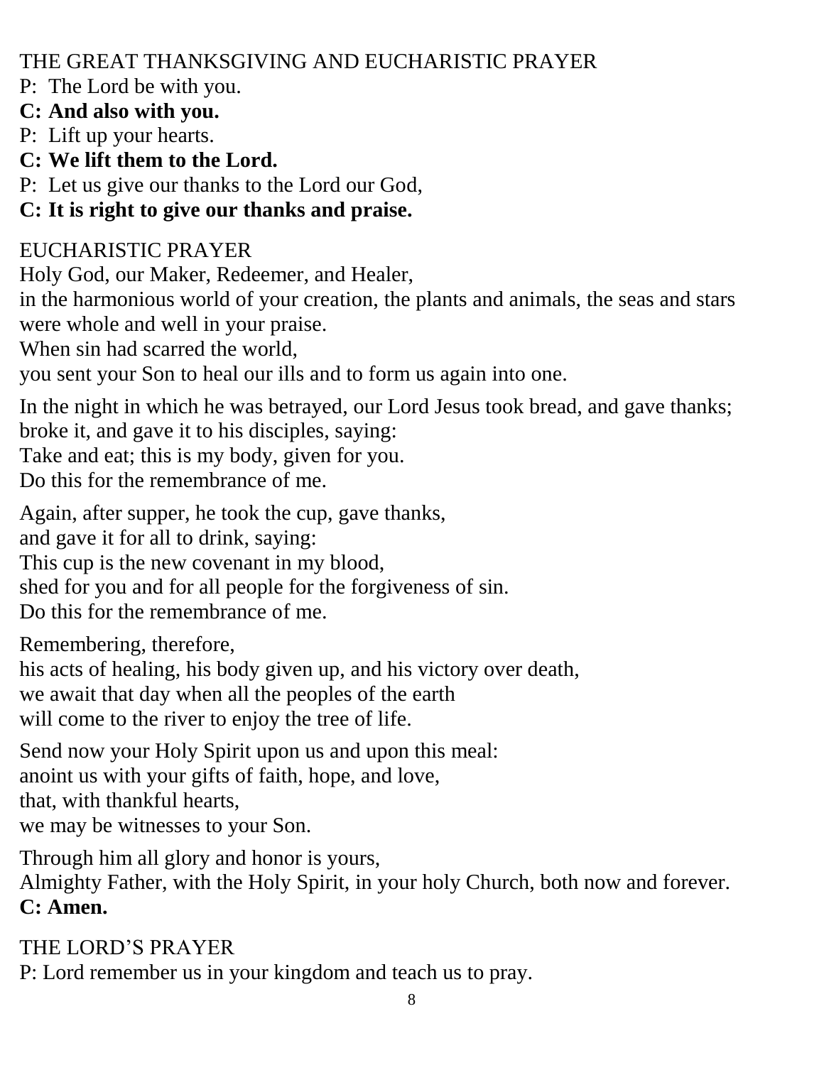THE GREAT THANKSGIVING AND EUCHARISTIC PRAYER

P: The Lord be with you.

**C: And also with you.**

P: Lift up your hearts.

**C: We lift them to the Lord.**

P: Let us give our thanks to the Lord our God,

**C: It is right to give our thanks and praise.**

EUCHARISTIC PRAYER

Holy God, our Maker, Redeemer, and Healer,
in the harmonious world of your creation, the plants and animals, the seas and stars were whole and well in your praise.
When sin had scarred the world,
you sent your Son to heal our ills and to form us again into one.

In the night in which he was betrayed, our Lord Jesus took bread, and gave thanks; broke it, and gave it to his disciples, saying:
Take and eat; this is my body, given for you.
Do this for the remembrance of me.

Again, after supper, he took the cup, gave thanks,
and gave it for all to drink, saying:
This cup is the new covenant in my blood,
shed for you and for all people for the forgiveness of sin.
Do this for the remembrance of me.

Remembering, therefore,
his acts of healing, his body given up, and his victory over death,
we await that day when all the peoples of the earth
will come to the river to enjoy the tree of life.

Send now your Holy Spirit upon us and upon this meal:
anoint us with your gifts of faith, hope, and love,
that, with thankful hearts,
we may be witnesses to your Son.

Through him all glory and honor is yours,
Almighty Father, with the Holy Spirit, in your holy Church, both now and forever.

**C: Amen.**

THE LORD'S PRAYER

P: Lord remember us in your kingdom and teach us to pray.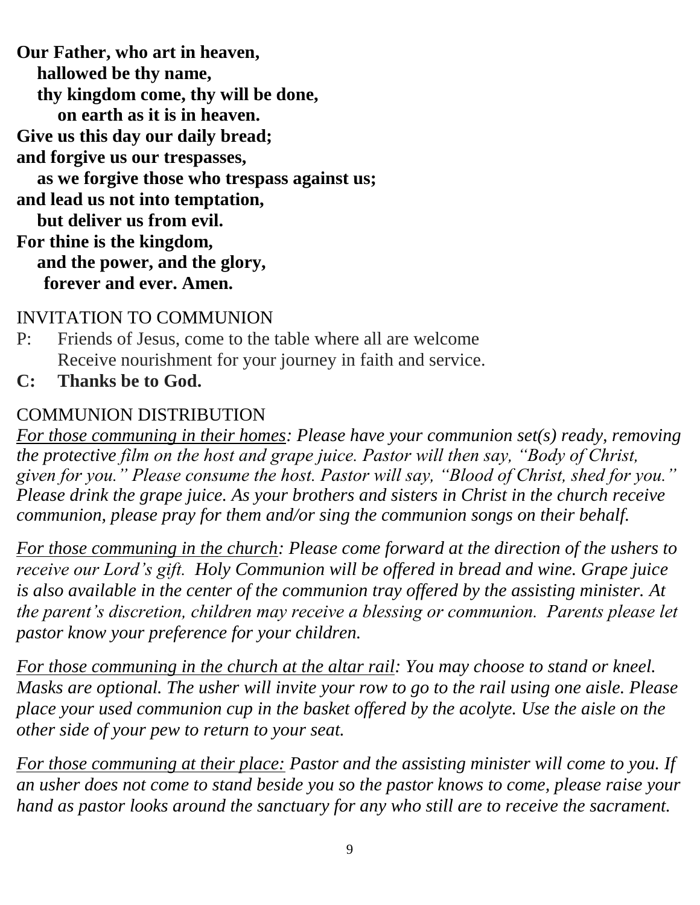**Our Father, who art in heaven,**
**hallowed be thy name,**
**thy kingdom come, thy will be done,**
**on earth as it is in heaven.**
**Give us this day our daily bread;**
**and forgive us our trespasses,**
**as we forgive those who trespass against us;**
**and lead us not into temptation,**
**but deliver us from evil.**
**For thine is the kingdom,**
**and the power, and the glory,**
**forever and ever. Amen.**

INVITATION TO COMMUNION

P: Friends of Jesus, come to the table where all are welcome
Receive nourishment for your journey in faith and service.

**C: Thanks be to God.**

COMMUNION DISTRIBUTION

*For those communing in their homes: Please have your communion set(s) ready, removing the protective film on the host and grape juice. Pastor will then say, "Body of Christ, given for you." Please consume the host. Pastor will say, "Blood of Christ, shed for you." Please drink the grape juice. As your brothers and sisters in Christ in the church receive communion, please pray for them and/or sing the communion songs on their behalf.*

*For those communing in the church: Please come forward at the direction of the ushers to receive our Lord's gift. Holy Communion will be offered in bread and wine. Grape juice is also available in the center of the communion tray offered by the assisting minister. At the parent's discretion, children may receive a blessing or communion. Parents please let pastor know your preference for your children.*

*For those communing in the church at the altar rail: You may choose to stand or kneel. Masks are optional. The usher will invite your row to go to the rail using one aisle. Please place your used communion cup in the basket offered by the acolyte. Use the aisle on the other side of your pew to return to your seat.*

*For those communing at their place: Pastor and the assisting minister will come to you. If an usher does not come to stand beside you so the pastor knows to come, please raise your hand as pastor looks around the sanctuary for any who still are to receive the sacrament.*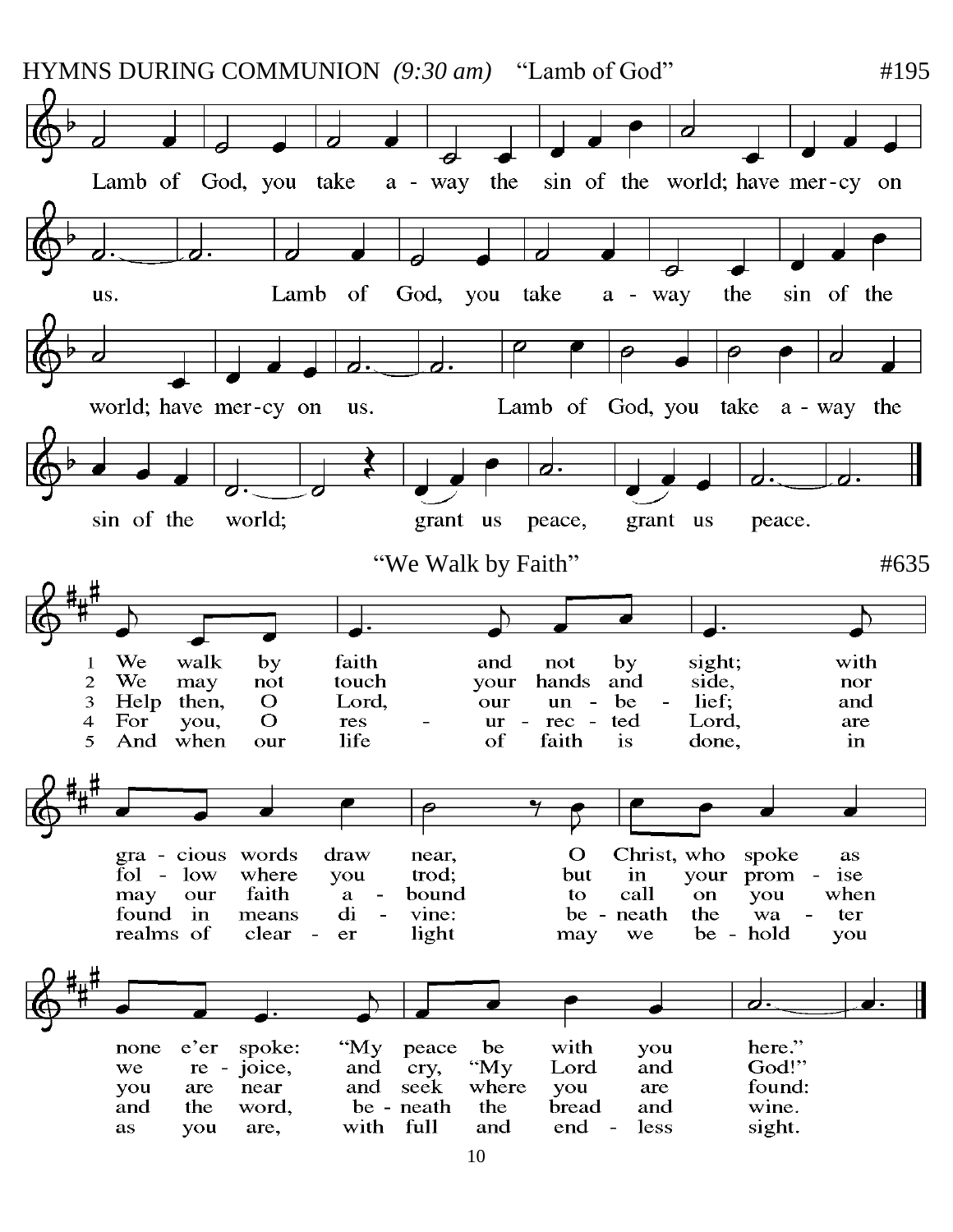HYMNS DURING COMMUNION *(9:30 am)* "Lamb of God" #195

Lamb of God, you take a - way the sin of the world; have mer - cy on us. Lamb of God, you take a - way the sin of the world; have mer - cy on us. Lamb of God, you take a - way the sin of the world; grant us peace, grant us peace.

"We Walk by Faith" #635

1 We walk by faith and not by sight; with gra - cious words draw near, O Christ, who spoke as none e'er spoke: "My peace be with you here."

2 We may not touch your hands and side, nor fol - low where you trod; but in your prom - ise we re - joice, and cry, "My Lord and God!"

3 Help then, O Lord, our un - be - lief; and may our faith a - bound to call on you when you are near and seek where you are found:

4 For you, O res - ur - rec - ted Lord, are found in means di - vine: be - neath the wa - ter and the word, be - neath the bread and wine.

5 And when our life of faith is done, in realms of clear - er light may we be - hold you as you are, with full and end - less sight.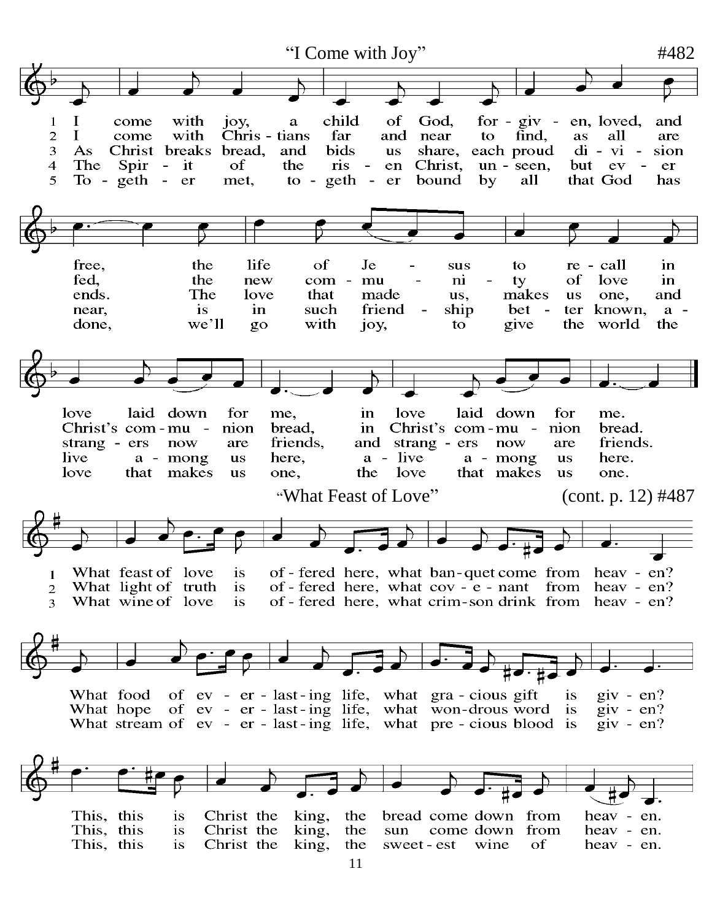## "I Come with Joy" #482

1. I come with joy, a child of God, forgiven, loved, and free, the life of Jesus to recall in love laid down for me, in love laid down for me.
2. I come with Christians far and near to find, as all are fed, the new community of love in Christ's communion bread, in Christ's communion bread.
3. As Christ breaks bread, and bids us share, each proud division ends. The love that made us, makes us one, and strangers now are friends, and strangers now are friends.
4. The Spirit of the risen Christ, unseen, but ever near, is in such friendship better known, alive among us here, alive among us here.
5. Together met, together bound by all that God has done, we'll go with joy, to give the world the love that makes us one, the love that makes us one.

## "What Feast of Love" (cont. p. 12) #487

1. What feast of love is offered here, what banquet come from heaven? What food of everlasting life, what gracious gift is given? This, this is Christ the king, the bread come down from heaven.
2. What light of truth is offered here, what covenant from heaven? What hope of everlasting life, what wondrous word is given? This, this is Christ the king, the sun come down from heaven.
3. What wine of love is offered here, what crimson drink from heaven? What stream of everlasting life, what precious blood is given? This, this is Christ the king, the sweetest wine of heaven.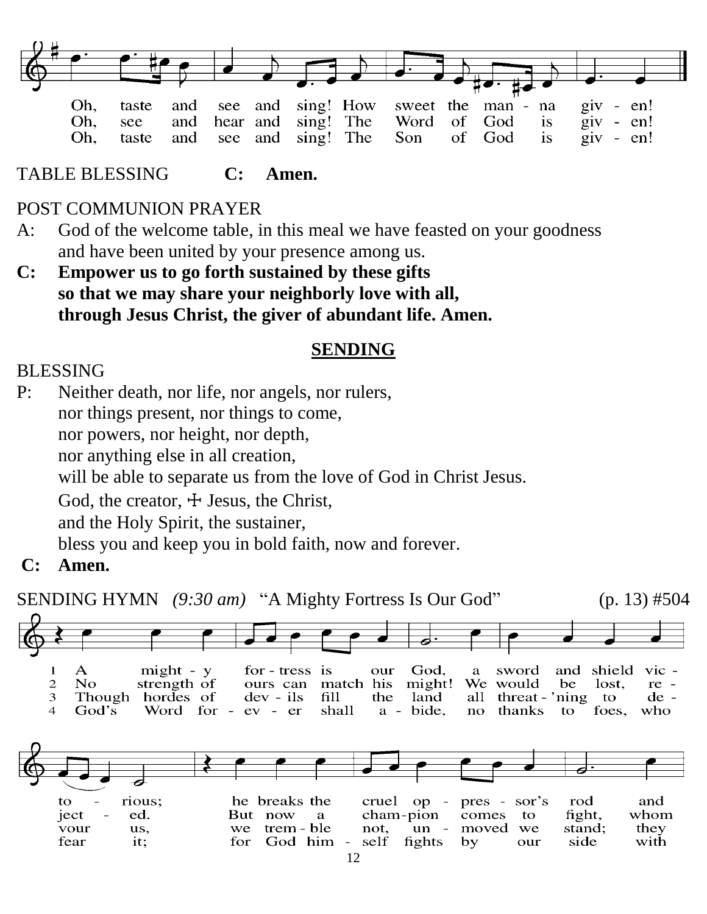Oh, taste and see and sing! How sweet the manna given!
Oh, see and hear and sing! The Word of God is given!
Oh, taste and see and sing! The Son of God is given!

TABLE BLESSING **C: Amen.**

POST COMMUNION PRAYER

A: God of the welcome table, in this meal we have feasted on your goodness and have been united by your presence among us.

**C: Empower us to go forth sustained by these gifts so that we may share your neighborly love with all, through Jesus Christ, the giver of abundant life. Amen.**

## SENDING

BLESSING

P: Neither death, nor life, nor angels, nor rulers,
nor things present, nor things to come,
nor powers, nor height, nor depth,
nor anything else in all creation,
will be able to separate us from the love of God in Christ Jesus.
God, the creator, ☩ Jesus, the Christ,
and the Holy Spirit, the sustainer,
bless you and keep you in bold faith, now and forever.

**C: Amen.**

SENDING HYMN *(9:30 am)* "A Mighty Fortress Is Our God" (p. 13) #504

1 A mighty fortress is our God, a sword and shield victorious; he breaks the cruel oppressor's rod and
2 No strength of ours can match his might! We would be lost, rejected. But now a champion comes to fight, whom
3 Though hordes of devils fill the land all threat'ning to devour us, we tremble not, unmoved we stand; they
4 God's Word forever shall abide, no thanks to foes, who fear it; for God himself fights by our side with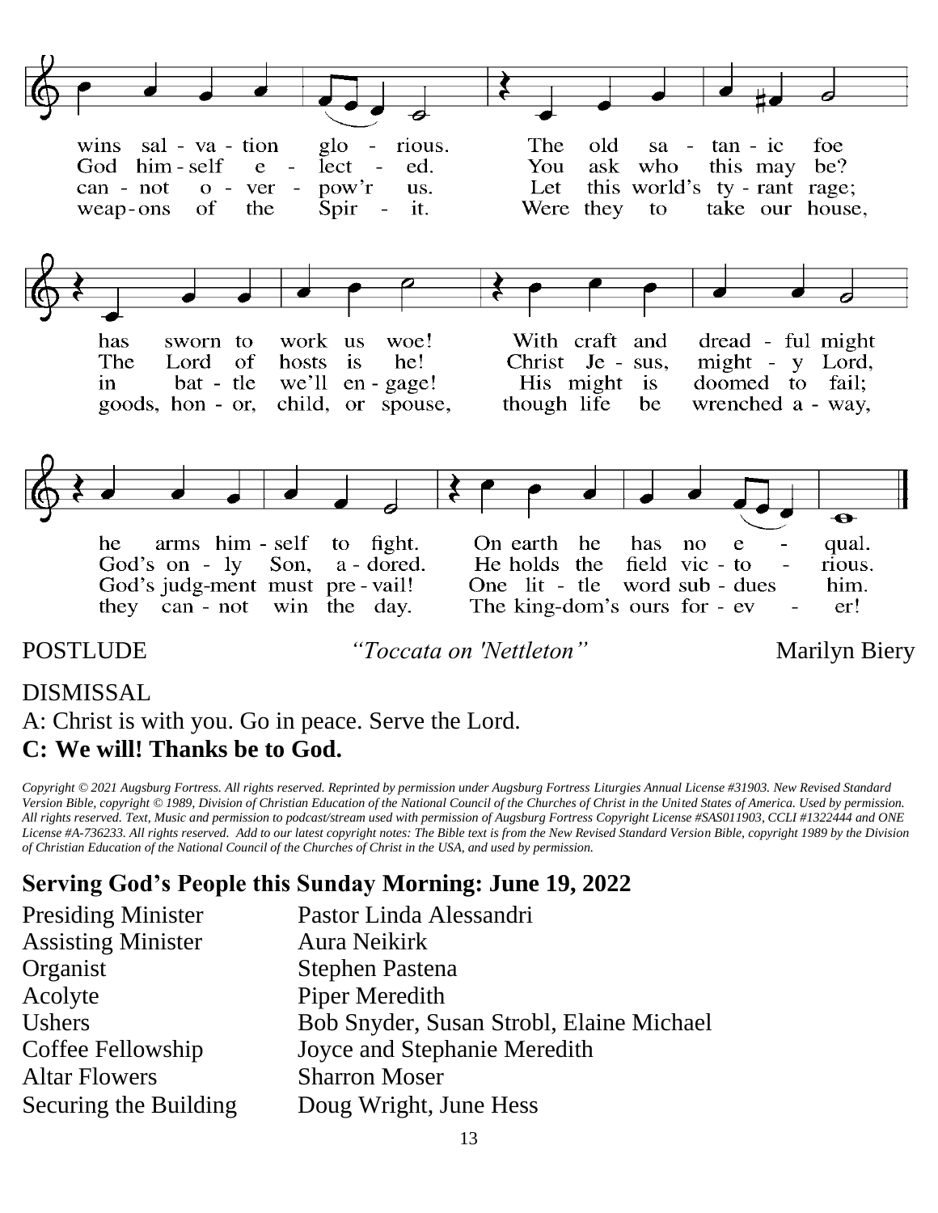wins sal - va - tion glo - rious. The old sa - tan - ic foe
God him - self e - lect - ed. You ask who this may be?
can - not o - ver - pow'r us. Let this world's ty - rant rage;
weap - ons of the Spir - it. Were they to take our house,

has sworn to work us woe! With craft and dread - ful might
The Lord of hosts is he! Christ Je - sus, might - y Lord,
in bat - tle we'll en - gage! His might is doomed to fail;
goods, hon - or, child, or spouse, though life be wrenched a - way,

he arms him - self to fight. On earth he has no e - qual.
God's on - ly Son, a - dored. He holds the field vic - to - rious.
God's judg-ment must pre - vail! One lit - tle word sub - dues him.
they can - not win the day. The king-dom's ours for - ev - er!

POSTLUDE *"Toccata on 'Nettleton"* Marilyn Biery

DISMISSAL

A: Christ is with you. Go in peace. Serve the Lord.

**C: We will! Thanks be to God.**

*Copyright © 2021 Augsburg Fortress. All rights reserved. Reprinted by permission under Augsburg Fortress Liturgies Annual License #31903. New Revised Standard Version Bible, copyright © 1989, Division of Christian Education of the National Council of the Churches of Christ in the United States of America. Used by permission. All rights reserved. Text, Music and permission to podcast/stream used with permission of Augsburg Fortress Copyright License #SAS011903, CCLI #1322444 and ONE License #A-736233. All rights reserved. Add to our latest copyright notes: The Bible text is from the New Revised Standard Version Bible, copyright 1989 by the Division of Christian Education of the National Council of the Churches of Christ in the USA, and used by permission.*

## Serving God's People this Sunday Morning: June 19, 2022

| | |
|---|---|
| Presiding Minister | Pastor Linda Alessandri |
| Assisting Minister | Aura Neikirk |
| Organist | Stephen Pastena |
| Acolyte | Piper Meredith |
| Ushers | Bob Snyder, Susan Strobl, Elaine Michael |
| Coffee Fellowship | Joyce and Stephanie Meredith |
| Altar Flowers | Sharron Moser |
| Securing the Building | Doug Wright, June Hess |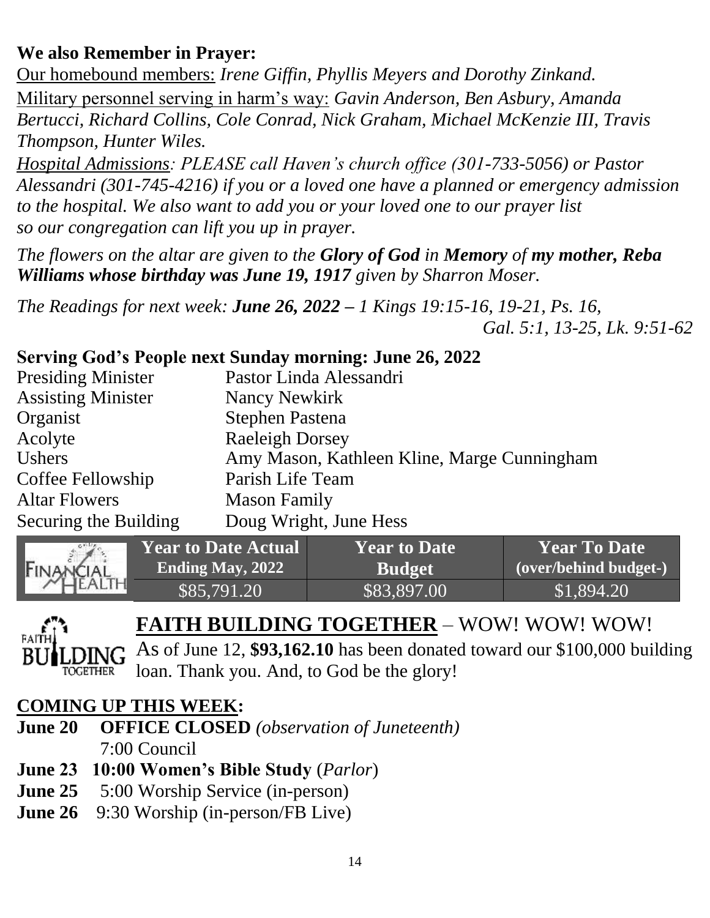**We also Remember in Prayer:**

Our homebound members: *Irene Giffin, Phyllis Meyers and Dorothy Zinkand.*

Military personnel serving in harm's way: *Gavin Anderson, Ben Asbury, Amanda Bertucci, Richard Collins, Cole Conrad, Nick Graham, Michael McKenzie III, Travis Thompson, Hunter Wiles.*

*Hospital Admissions: PLEASE call Haven's church office (301-733-5056) or Pastor Alessandri (301-745-4216) if you or a loved one have a planned or emergency admission to the hospital. We also want to add you or your loved one to our prayer list so our congregation can lift you up in prayer.*

*The flowers on the altar are given to the **Glory of God** in **Memory** of **my mother, Reba Williams whose birthday was June 19, 1917** given by Sharron Moser.*

*The Readings for next week: **June 26, 2022** – 1 Kings 19:15-16, 19-21, Ps. 16, Gal. 5:1, 13-25, Lk. 9:51-62*

**Serving God's People next Sunday morning: June 26, 2022**

| | |
|---|---|
| Presiding Minister | Pastor Linda Alessandri |
| Assisting Minister | Nancy Newkirk |
| Organist | Stephen Pastena |
| Acolyte | Raeleigh Dorsey |
| Ushers | Amy Mason, Kathleen Kline, Marge Cunningham |
| Coffee Fellowship | Parish Life Team |
| Altar Flowers | Mason Family |
| Securing the Building | Doug Wright, June Hess |

| FINANCIAL HEALTH | Year to Date Actual Ending May, 2022 | Year to Date Budget | Year To Date (over/behind budget-) |
|---|---|---|---|
| | $85,791.20 | $83,897.00 | $1,894.20 |

## FAITH BUILDING TOGETHER – WOW! WOW! WOW!

As of June 12, **$93,162.10** has been donated toward our $100,000 building loan. Thank you. And, to God be the glory!

## COMING UP THIS WEEK:

**June 20** **OFFICE CLOSED** *(observation of Juneteenth)*
7:00 Council

**June 23** **10:00 Women's Bible Study** (*Parlor*)

**June 25** 5:00 Worship Service (in-person)

**June 26** 9:30 Worship (in-person/FB Live)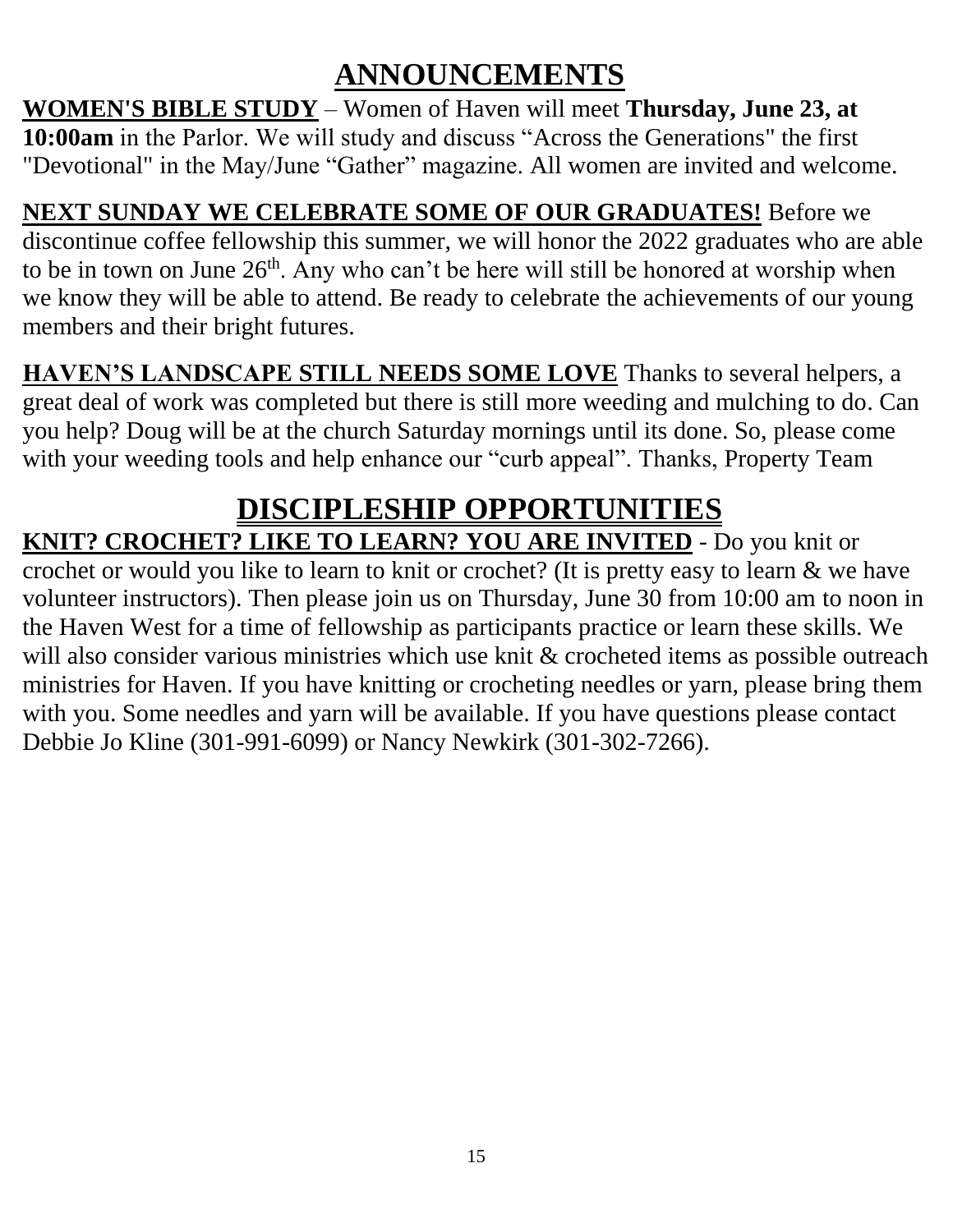# ANNOUNCEMENTS

**WOMEN'S BIBLE STUDY** – Women of Haven will meet **Thursday, June 23, at 10:00am** in the Parlor. We will study and discuss "Across the Generations" the first "Devotional" in the May/June "Gather" magazine. All women are invited and welcome.

**NEXT SUNDAY WE CELEBRATE SOME OF OUR GRADUATES!** Before we discontinue coffee fellowship this summer, we will honor the 2022 graduates who are able to be in town on June 26th. Any who can't be here will still be honored at worship when we know they will be able to attend. Be ready to celebrate the achievements of our young members and their bright futures.

**HAVEN'S LANDSCAPE STILL NEEDS SOME LOVE** Thanks to several helpers, a great deal of work was completed but there is still more weeding and mulching to do. Can you help? Doug will be at the church Saturday mornings until its done. So, please come with your weeding tools and help enhance our "curb appeal". Thanks, Property Team

# DISCIPLESHIP OPPORTUNITIES

**KNIT? CROCHET? LIKE TO LEARN? YOU ARE INVITED** - Do you knit or crochet or would you like to learn to knit or crochet? (It is pretty easy to learn & we have volunteer instructors). Then please join us on Thursday, June 30 from 10:00 am to noon in the Haven West for a time of fellowship as participants practice or learn these skills. We will also consider various ministries which use knit & crocheted items as possible outreach ministries for Haven. If you have knitting or crocheting needles or yarn, please bring them with you. Some needles and yarn will be available. If you have questions please contact Debbie Jo Kline (301-991-6099) or Nancy Newkirk (301-302-7266).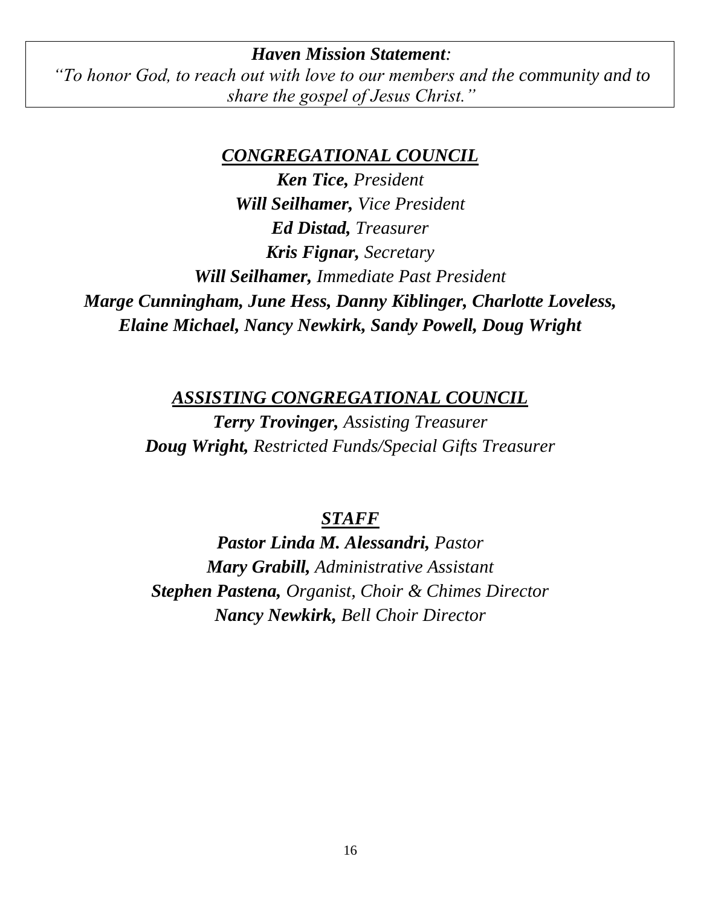***Haven Mission Statement:***
*"To honor God, to reach out with love to our members and the community and to share the gospel of Jesus Christ."*

## ***CONGREGATIONAL COUNCIL***

***Ken Tice,*** *President*
***Will Seilhamer,*** *Vice President*
***Ed Distad,*** *Treasurer*
***Kris Fignar,*** *Secretary*
***Will Seilhamer,*** *Immediate Past President*
***Marge Cunningham, June Hess, Danny Kiblinger, Charlotte Loveless, Elaine Michael, Nancy Newkirk, Sandy Powell, Doug Wright***

## ***ASSISTING CONGREGATIONAL COUNCIL***

***Terry Trovinger,*** *Assisting Treasurer*
***Doug Wright,*** *Restricted Funds/Special Gifts Treasurer*

## ***STAFF***

***Pastor Linda M. Alessandri,*** *Pastor*
***Mary Grabill,*** *Administrative Assistant*
***Stephen Pastena,*** *Organist, Choir & Chimes Director*
***Nancy Newkirk,*** *Bell Choir Director*